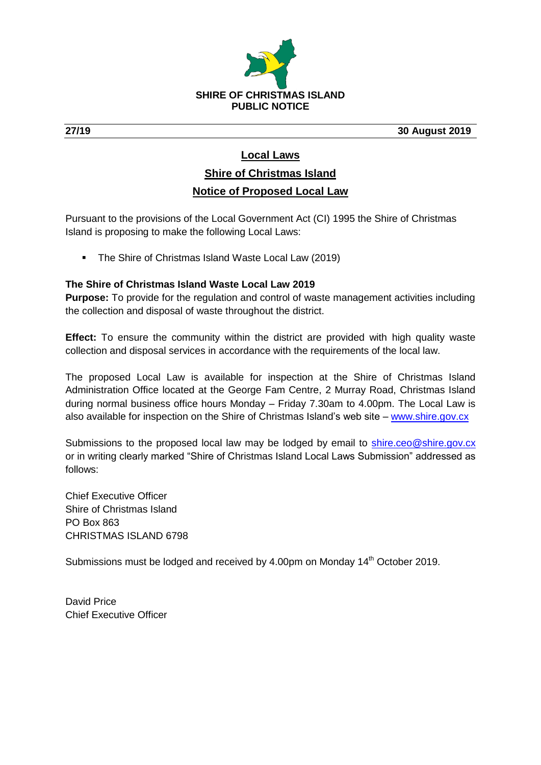**SHIRE OF CHRISTMAS ISLAND**
**PUBLIC NOTICE**

**27/19** **30 August 2019**

# Local Laws

## Shire of Christmas Island

## Notice of Proposed Local Law

Pursuant to the provisions of the Local Government Act (CI) 1995 the Shire of Christmas Island is proposing to make the following Local Laws:

- The Shire of Christmas Island Waste Local Law (2019)

**The Shire of Christmas Island Waste Local Law 2019**
**Purpose:** To provide for the regulation and control of waste management activities including the collection and disposal of waste throughout the district.

**Effect:** To ensure the community within the district are provided with high quality waste collection and disposal services in accordance with the requirements of the local law.

The proposed Local Law is available for inspection at the Shire of Christmas Island Administration Office located at the George Fam Centre, 2 Murray Road, Christmas Island during normal business office hours Monday – Friday 7.30am to 4.00pm. The Local Law is also available for inspection on the Shire of Christmas Island's web site – www.shire.gov.cx

Submissions to the proposed local law may be lodged by email to shire.ceo@shire.gov.cx or in writing clearly marked "Shire of Christmas Island Local Laws Submission" addressed as follows:

Chief Executive Officer
Shire of Christmas Island
PO Box 863
CHRISTMAS ISLAND 6798

Submissions must be lodged and received by 4.00pm on Monday 14th October 2019.

David Price
Chief Executive Officer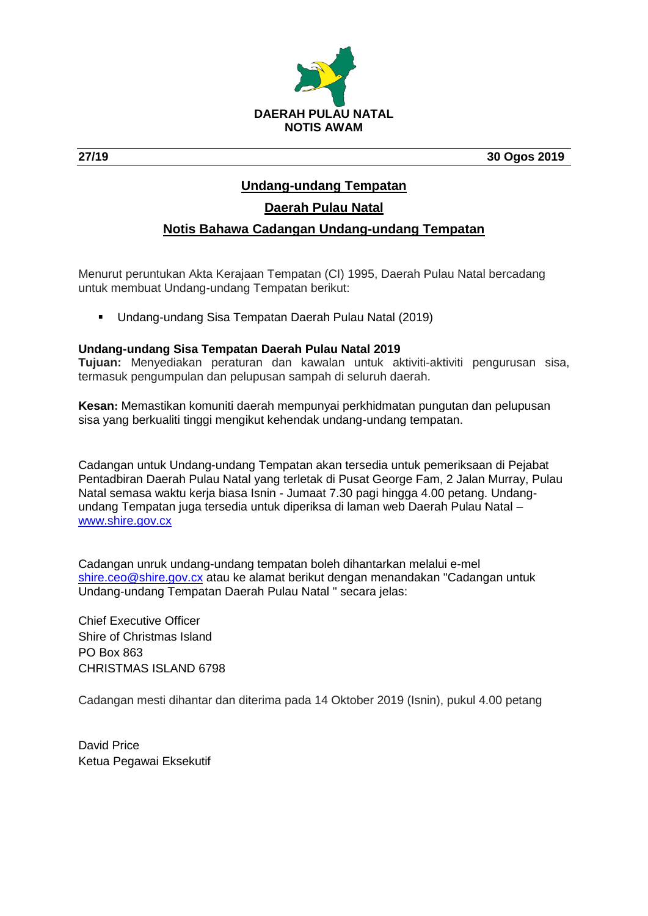**DAERAH PULAU NATAL**
**NOTIS AWAM**

**27/19** **30 Ogos 2019**

## Undang-undang Tempatan

## Daerah Pulau Natal

## Notis Bahawa Cadangan Undang-undang Tempatan

Menurut peruntukan Akta Kerajaan Tempatan (CI) 1995, Daerah Pulau Natal bercadang untuk membuat Undang-undang Tempatan berikut:

- Undang-undang Sisa Tempatan Daerah Pulau Natal (2019)

**Undang-undang Sisa Tempatan Daerah Pulau Natal 2019**
**Tujuan:** Menyediakan peraturan dan kawalan untuk aktiviti-aktiviti pengurusan sisa, termasuk pengumpulan dan pelupusan sampah di seluruh daerah.

**Kesan:** Memastikan komuniti daerah mempunyai perkhidmatan pungutan dan pelupusan sisa yang berkualiti tinggi mengikut kehendak undang-undang tempatan.

Cadangan untuk Undang-undang Tempatan akan tersedia untuk pemeriksaan di Pejabat Pentadbiran Daerah Pulau Natal yang terletak di Pusat George Fam, 2 Jalan Murray, Pulau Natal semasa waktu kerja biasa Isnin - Jumaat 7.30 pagi hingga 4.00 petang. Undang-undang Tempatan juga tersedia untuk diperiksa di laman web Daerah Pulau Natal – www.shire.gov.cx

Cadangan unruk undang-undang tempatan boleh dihantarkan melalui e-mel shire.ceo@shire.gov.cx atau ke alamat berikut dengan menandakan "Cadangan untuk Undang-undang Tempatan Daerah Pulau Natal " secara jelas:

Chief Executive Officer
Shire of Christmas Island
PO Box 863
CHRISTMAS ISLAND 6798

Cadangan mesti dihantar dan diterima pada 14 Oktober 2019 (Isnin), pukul 4.00 petang

David Price
Ketua Pegawai Eksekutif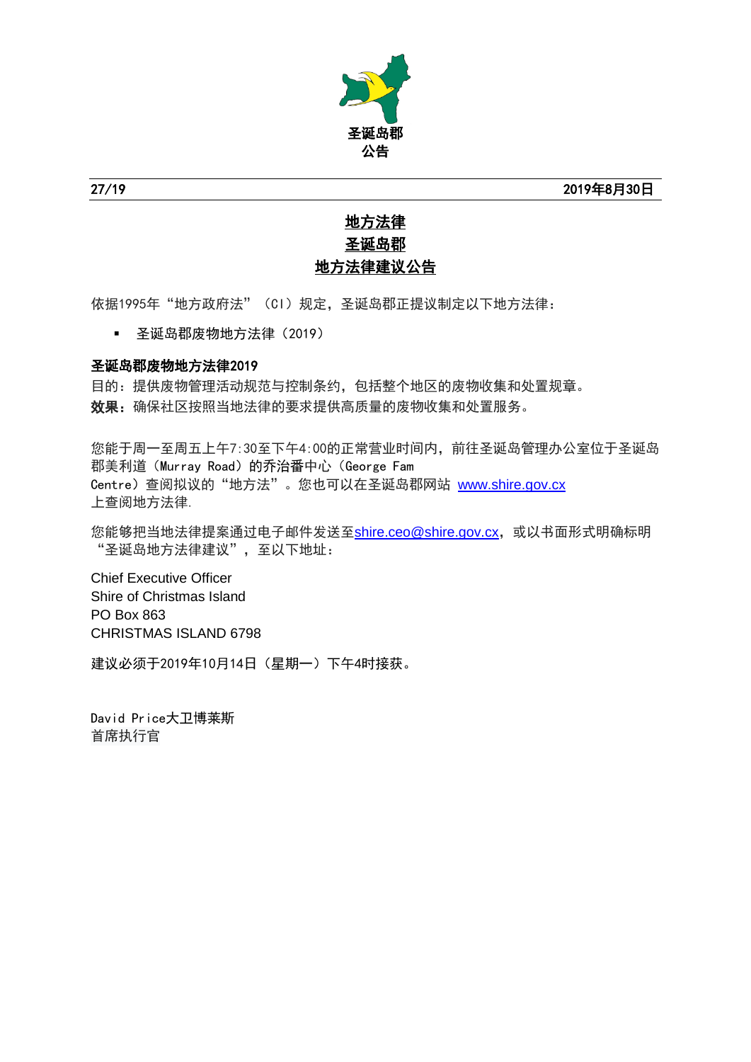**圣诞岛郡**
**公告**

---

**27/19** **2019年8月30日**

---

# 地方法律
# 圣诞岛郡
# 地方法律建议公告

依据1995年“地方政府法”（CI）规定，圣诞岛郡正提议制定以下地方法律：

- 圣诞岛郡废物地方法律（2019）

**圣诞岛郡废物地方法律2019**

目的：提供废物管理活动规范与控制条约，包括整个地区的废物收集和处置规章。

**效果：**确保社区按照当地法律的要求提供高质量的废物收集和处置服务。

您能于周一至周五上午7:30至下午4:00的正常营业时间内，前往圣诞岛管理办公室位于圣诞岛郡美利道（Murray Road）的乔治番中心（George Fam Centre）查阅拟议的“地方法”。您也可以在圣诞岛郡网站 www.shire.gov.cx 上查阅地方法律.

您能够把当地法律提案通过电子邮件发送至shire.ceo@shire.gov.cx，或以书面形式明确标明“圣诞岛地方法律建议”，至以下地址：

Chief Executive Officer
Shire of Christmas Island
PO Box 863
CHRISTMAS ISLAND 6798

建议必须于2019年10月14日（星期一）下午4时接获。

David Price大卫博莱斯
首席执行官